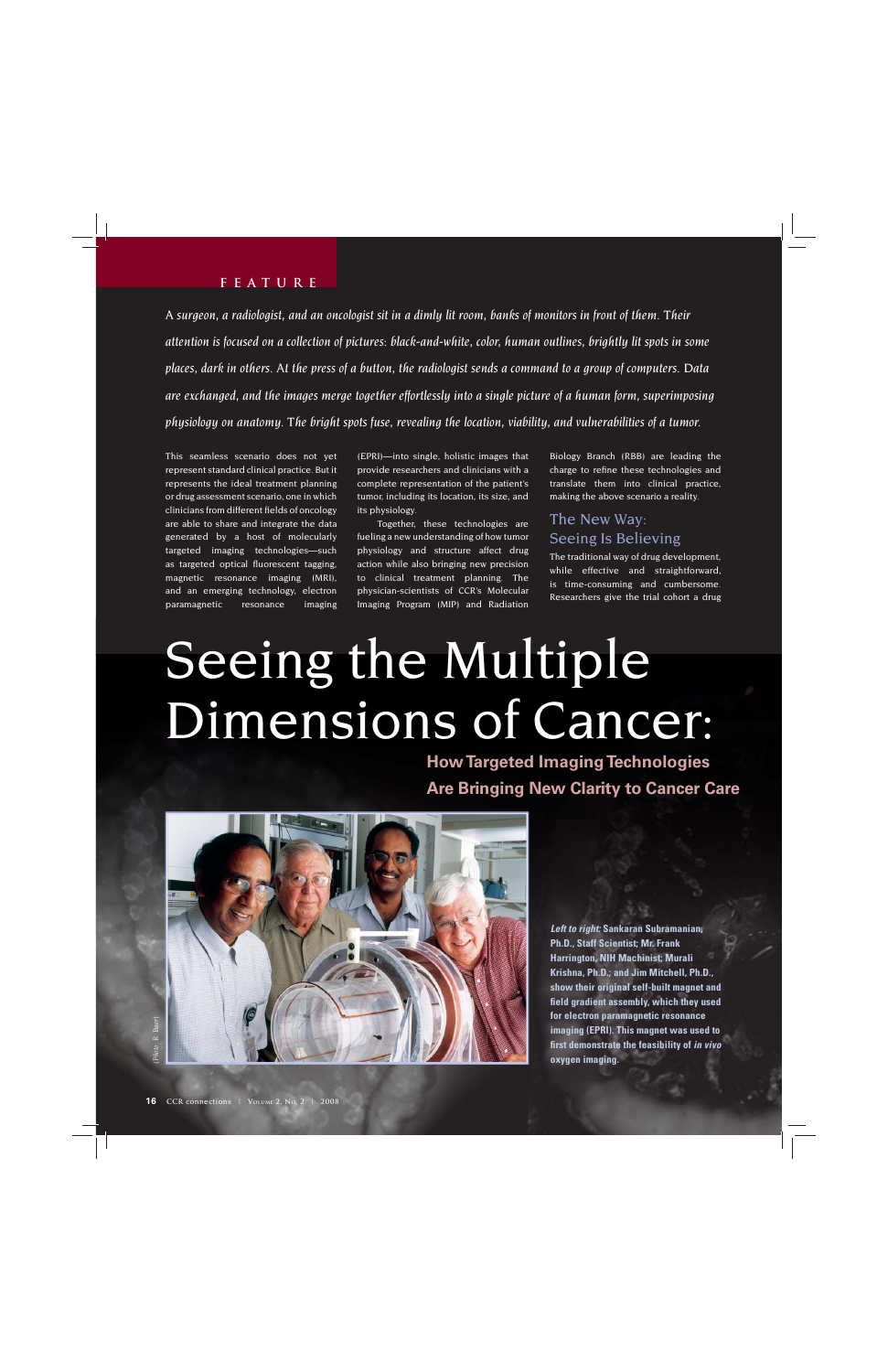FEATURE

# Seeing the Multiple Dimensions of Cancer:

## How Targeted Imaging Technologies Are Bringing New Clarity to Cancer Care

*A surgeon, a radiologist, and an oncologist sit in a dimly lit room, banks of monitors in front of them. Their attention is focused on a collection of pictures: black-and-white, color, human outlines, brightly lit spots in some places, dark in others. At the press of a button, the radiologist sends a command to a group of computers. Data are exchanged, and the images merge together effortlessly into a single picture of a human form, superimposing physiology on anatomy. The bright spots fuse, revealing the location, viability, and vulnerabilities of a tumor.*

This seamless scenario does not yet represent standard clinical practice. But it represents the ideal treatment planning or drug assessment scenario, one in which clinicians from different fields of oncology are able to share and integrate the data generated by a host of molecularly targeted imaging technologies—such as targeted optical fluorescent tagging, magnetic resonance imaging (MRI), and an emerging technology, electron paramagnetic resonance imaging (EPRI)—into single, holistic images that provide researchers and clinicians with a complete representation of the patient's tumor, including its location, its size, and its physiology.

Together, these technologies are fueling a new understanding of how tumor physiology and structure affect drug action while also bringing new precision to clinical treatment planning. The physician-scientists of CCR's Molecular Imaging Program (MIP) and Radiation Biology Branch (RBB) are leading the charge to refine these technologies and translate them into clinical practice, making the above scenario a reality.

### The New Way: Seeing Is Believing

The traditional way of drug development, while effective and straightforward, is time-consuming and cumbersome. Researchers give the trial cohort a drug

(Photo: R. Baer)

***Left to right:*** **Sankaran Subramanian, Ph.D., Staff Scientist; Mr. Frank Harrington, NIH Machinist; Murali Krishna, Ph.D.; and Jim Mitchell, Ph.D., show their original self-built magnet and field gradient assembly, which they used for electron paramagnetic resonance imaging (EPRI). This magnet was used to first demonstrate the feasibility of *in vivo* oxygen imaging.**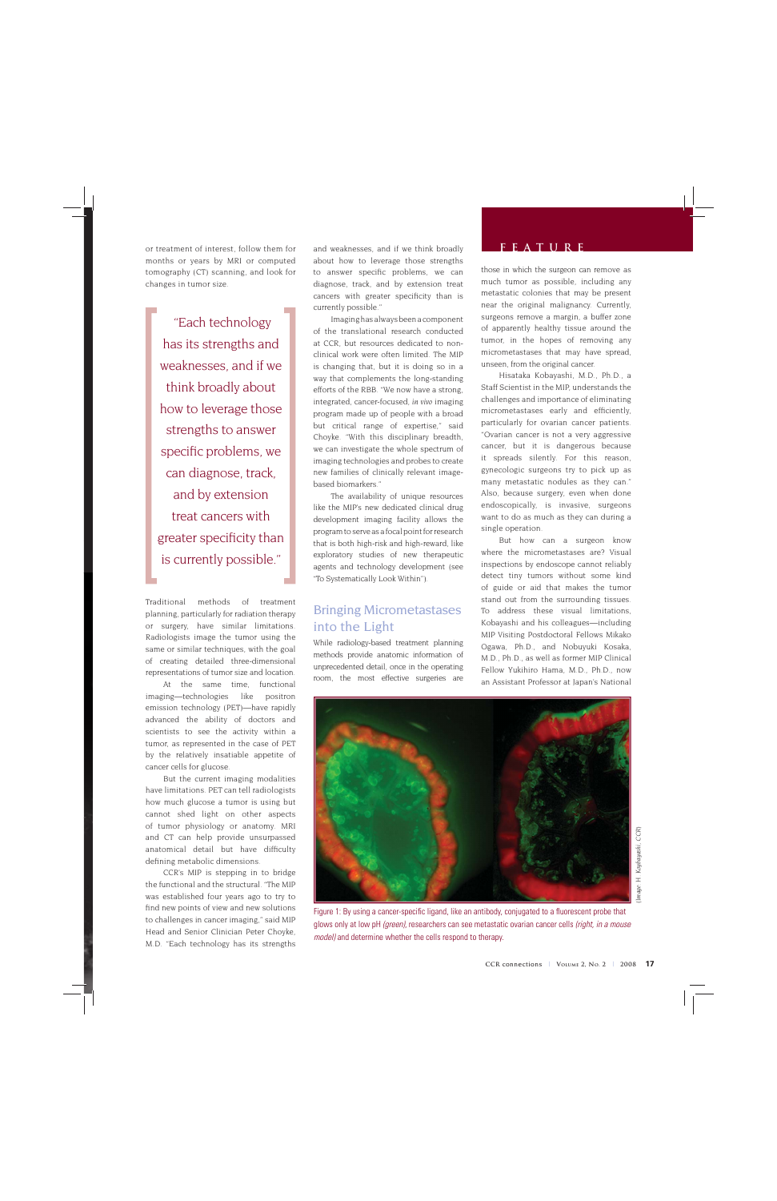or treatment of interest, follow them for months or years by MRI or computed tomography (CT) scanning, and look for changes in tumor size.

> "Each technology has its strengths and weaknesses, and if we think broadly about how to leverage those strengths to answer specific problems, we can diagnose, track, and by extension treat cancers with greater specificity than is currently possible."

Traditional methods of treatment planning, particularly for radiation therapy or surgery, have similar limitations. Radiologists image the tumor using the same or similar techniques, with the goal of creating detailed three-dimensional representations of tumor size and location.

At the same time, functional imaging—technologies like positron emission technology (PET)—have rapidly advanced the ability of doctors and scientists to see the activity within a tumor, as represented in the case of PET by the relatively insatiable appetite of cancer cells for glucose.

But the current imaging modalities have limitations. PET can tell radiologists how much glucose a tumor is using but cannot shed light on other aspects of tumor physiology or anatomy. MRI and CT can help provide unsurpassed anatomical detail but have difficulty defining metabolic dimensions.

CCR's MIP is stepping in to bridge the functional and the structural. "The MIP was established four years ago to try to find new points of view and new solutions to challenges in cancer imaging," said MIP Head and Senior Clinician Peter Choyke, M.D. "Each technology has its strengths and weaknesses, and if we think broadly about how to leverage those strengths to answer specific problems, we can diagnose, track, and by extension treat cancers with greater specificity than is currently possible."

Imaging has always been a component of the translational research conducted at CCR, but resources dedicated to non-clinical work were often limited. The MIP is changing that, but it is doing so in a way that complements the long-standing efforts of the RBB. "We now have a strong, integrated, cancer-focused, *in vivo* imaging program made up of people with a broad but critical range of expertise," said Choyke. "With this disciplinary breadth, we can investigate the whole spectrum of imaging technologies and probes to create new families of clinically relevant image-based biomarkers."

The availability of unique resources like the MIP's new dedicated clinical drug development imaging facility allows the program to serve as a focal point for research that is both high-risk and high-reward, like exploratory studies of new therapeutic agents and technology development (see "To Systematically Look Within").

## Bringing Micrometastases into the Light

While radiology-based treatment planning methods provide anatomic information of unprecedented detail, once in the operating room, the most effective surgeries are those in which the surgeon can remove as much tumor as possible, including any metastatic colonies that may be present near the original malignancy. Currently, surgeons remove a margin, a buffer zone of apparently healthy tissue around the tumor, in the hopes of removing any micrometastases that may have spread, unseen, from the original cancer.

Hisataka Kobayashi, M.D., Ph.D., a Staff Scientist in the MIP, understands the challenges and importance of eliminating micrometastases early and efficiently, particularly for ovarian cancer patients. "Ovarian cancer is not a very aggressive cancer, but it is dangerous because it spreads silently. For this reason, gynecologic surgeons try to pick up as many metastatic nodules as they can." Also, because surgery, even when done endoscopically, is invasive, surgeons want to do as much as they can during a single operation.

But how can a surgeon know where the micrometastases are? Visual inspections by endoscope cannot reliably detect tiny tumors without some kind of guide or aid that makes the tumor stand out from the surrounding tissues. To address these visual limitations, Kobayashi and his colleagues—including MIP Visiting Postdoctoral Fellows Mikako Ogawa, Ph.D., and Nobuyuki Kosaka, M.D., Ph.D., as well as former MIP Clinical Fellow Yukihiro Hama, M.D., Ph.D., now an Assistant Professor at Japan's National

(Image: H. Kobayashi, CCR)

Figure 1: By using a cancer-specific ligand, like an antibody, conjugated to a fluorescent probe that glows only at low pH *(green)*, researchers can see metastatic ovarian cancer cells *(right, in a mouse model)* and determine whether the cells respond to therapy.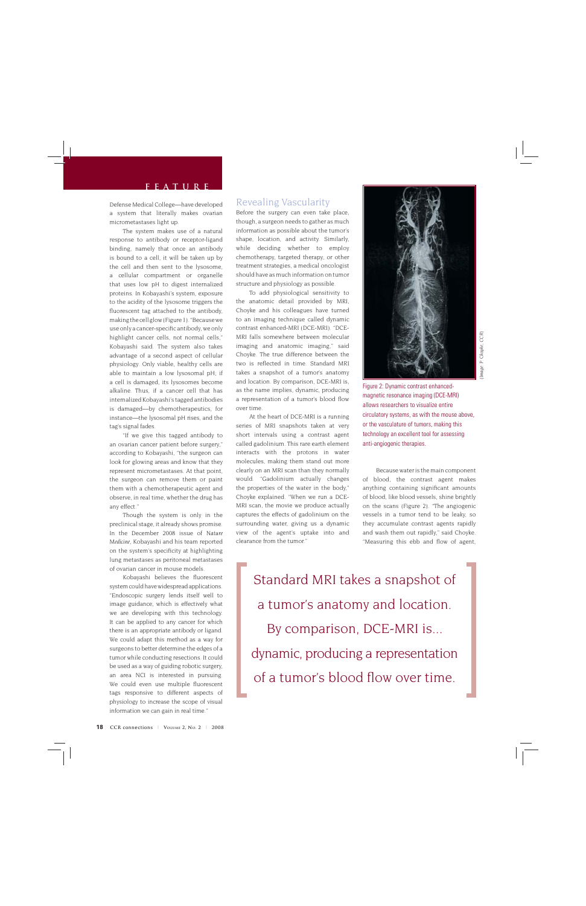Defense Medical College—have developed a system that literally makes ovarian micrometastases light up.

The system makes use of a natural response to antibody or receptor-ligand binding, namely that once an antibody is bound to a cell, it will be taken up by the cell and then sent to the lysosome, a cellular compartment or organelle that uses low pH to digest internalized proteins. In Kobayashi's system, exposure to the acidity of the lysosome triggers the fluorescent tag attached to the antibody, making the cell glow (Figure 1). "Because we use only a cancer-specific antibody, we only highlight cancer cells, not normal cells," Kobayashi said. The system also takes advantage of a second aspect of cellular physiology. Only viable, healthy cells are able to maintain a low lysosomal pH; if a cell is damaged, its lysosomes become alkaline. Thus, if a cancer cell that has internalized Kobayashi's tagged antibodies is damaged—by chemotherapeutics, for instance—the lysosomal pH rises, and the tag's signal fades.

"If we give this tagged antibody to an ovarian cancer patient before surgery," according to Kobayashi, "the surgeon can look for glowing areas and know that they represent micrometastases. At that point, the surgeon can remove them or paint them with a chemotherapeutic agent and observe, in real time, whether the drug has any effect."

Though the system is only in the preclinical stage, it already shows promise. In the December 2008 issue of *Nature Medicine*, Kobayashi and his team reported on the system's specificity at highlighting lung metastases as peritoneal metastases of ovarian cancer in mouse models.

Kobayashi believes the fluorescent system could have widespread applications. "Endoscopic surgery lends itself well to image guidance, which is effectively what we are developing with this technology. It can be applied to any cancer for which there is an appropriate antibody or ligand. We could adapt this method as a way for surgeons to better determine the edges of a tumor while conducting resections. It could be used as a way of guiding robotic surgery, an area NCI is interested in pursuing. We could even use multiple fluorescent tags responsive to different aspects of physiology to increase the scope of visual information we can gain in real time."

## Revealing Vascularity

Before the surgery can even take place, though, a surgeon needs to gather as much information as possible about the tumor's shape, location, and activity. Similarly, while deciding whether to employ chemotherapy, targeted therapy, or other treatment strategies, a medical oncologist should have as much information on tumor structure and physiology as possible.

To add physiological sensitivity to the anatomic detail provided by MRI, Choyke and his colleagues have turned to an imaging technique called dynamic contrast enhanced-MRI (DCE-MRI). "DCE-MRI falls somewhere between molecular imaging and anatomic imaging," said Choyke. The true difference between the two is reflected in time. Standard MRI takes a snapshot of a tumor's anatomy and location. By comparison, DCE-MRI is, as the name implies, dynamic, producing a representation of a tumor's blood flow over time.

At the heart of DCE-MRI is a running series of MRI snapshots taken at very short intervals using a contrast agent called gadolinium. This rare earth element interacts with the protons in water molecules, making them stand out more clearly on an MRI scan than they normally would. "Gadolinium actually changes the properties of the water in the body," Choyke explained. "When we run a DCE-MRI scan, the movie we produce actually captures the effects of gadolinium on the surrounding water, giving us a dynamic view of the agent's uptake into and clearance from the tumor."

(Image: P. Choyke, CCR)

Figure 2: Dynamic contrast enhanced-magnetic resonance imaging (DCE-MRI) allows researchers to visualize entire circulatory systems, as with the mouse above, or the vasculature of tumors, making this technology an excellent tool for assessing anti-angiogenic therapies.

Because water is the main component of blood, the contrast agent makes anything containing significant amounts of blood, like blood vessels, shine brightly on the scans (Figure 2). "The angiogenic vessels in a tumor tend to be leaky, so they accumulate contrast agents rapidly and wash them out rapidly," said Choyke. "Measuring this ebb and flow of agent,

> Standard MRI takes a snapshot of a tumor's anatomy and location. By comparison, DCE-MRI is... dynamic, producing a representation of a tumor's blood flow over time.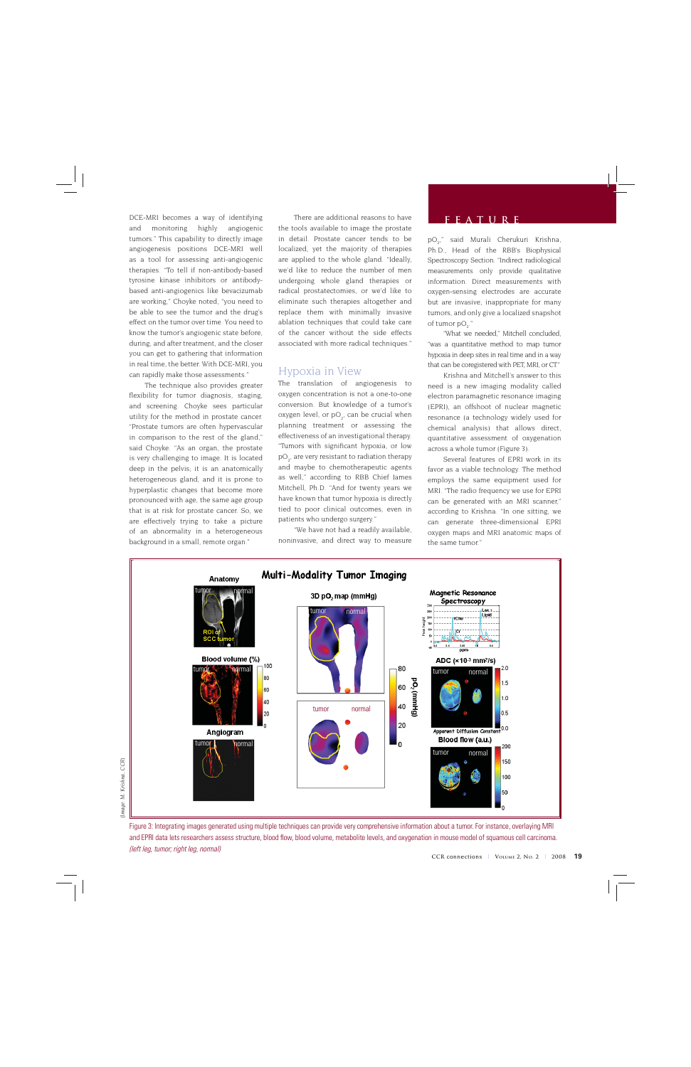DCE-MRI becomes a way of identifying and monitoring highly angiogenic tumors." This capability to directly image angiogenesis positions DCE-MRI well as a tool for assessing anti-angiogenic therapies. "To tell if non-antibody-based tyrosine kinase inhibitors or antibody-based anti-angiogenics like bevacizumab are working," Choyke noted, "you need to be able to see the tumor and the drug's effect on the tumor over time. You need to know the tumor's angiogenic state before, during, and after treatment, and the closer you can get to gathering that information in real time, the better. With DCE-MRI, you can rapidly make those assessments."

The technique also provides greater flexibility for tumor diagnosis, staging, and screening. Choyke sees particular utility for the method in prostate cancer. "Prostate tumors are often hypervascular in comparison to the rest of the gland," said Choyke. "As an organ, the prostate is very challenging to image. It is located deep in the pelvis; it is an anatomically heterogeneous gland, and it is prone to hyperplastic changes that become more pronounced with age, the same age group that is at risk for prostate cancer. So, we are effectively trying to take a picture of an abnormality in a heterogeneous background in a small, remote organ."

There are additional reasons to have the tools available to image the prostate in detail. Prostate cancer tends to be localized, yet the majority of therapies are applied to the whole gland. "Ideally, we'd like to reduce the number of men undergoing whole gland therapies or radical prostatectomies, or we'd like to eliminate such therapies altogether and replace them with minimally invasive ablation techniques that could take care of the cancer without the side effects associated with more radical techniques."

## Hypoxia in View

The translation of angiogenesis to oxygen concentration is not a one-to-one conversion. But knowledge of a tumor's oxygen level, or $pO_2$, can be crucial when planning treatment or assessing the effectiveness of an investigational therapy. "Tumors with significant hypoxia, or low $pO_2$, are very resistant to radiation therapy and maybe to chemotherapeutic agents as well," according to RBB Chief James Mitchell, Ph.D. "And for twenty years we have known that tumor hypoxia is directly tied to poor clinical outcomes, even in patients who undergo surgery."

"We have not had a readily available, noninvasive, and direct way to measure $pO_2$," said Murali Cherukuri Krishna, Ph.D., Head of the RBB's Biophysical Spectroscopy Section. "Indirect radiological measurements only provide qualitative information. Direct measurements with oxygen-sensing electrodes are accurate but are invasive, inappropriate for many tumors, and only give a localized snapshot of tumor $pO_2$."

"What we needed," Mitchell concluded, "was a quantitative method to map tumor hypoxia in deep sites in real time and in a way that can be coregistered with PET, MRI, or CT."

Krishna and Mitchell's answer to this need is a new imaging modality called electron paramagnetic resonance imaging (EPRI), an offshoot of nuclear magnetic resonance (a technology widely used for chemical analysis) that allows direct, quantitative assessment of oxygenation across a whole tumor (Figure 3).

Several features of EPRI work in its favor as a viable technology. The method employs the same equipment used for MRI. "The radio frequency we use for EPRI can be generated with an MRI scanner," according to Krishna. "In one sitting, we can generate three-dimensional EPRI oxygen maps and MRI anatomic maps of the same tumor."

Figure 3: Integrating images generated using multiple techniques can provide very comprehensive information about a tumor. For instance, overlaying MRI and EPRI data lets researchers assess structure, blood flow, blood volume, metabolite levels, and oxygenation in mouse model of squamous cell carcinoma. *(left leg, tumor; right leg, normal)*

(Image: M. Krishna, CCR)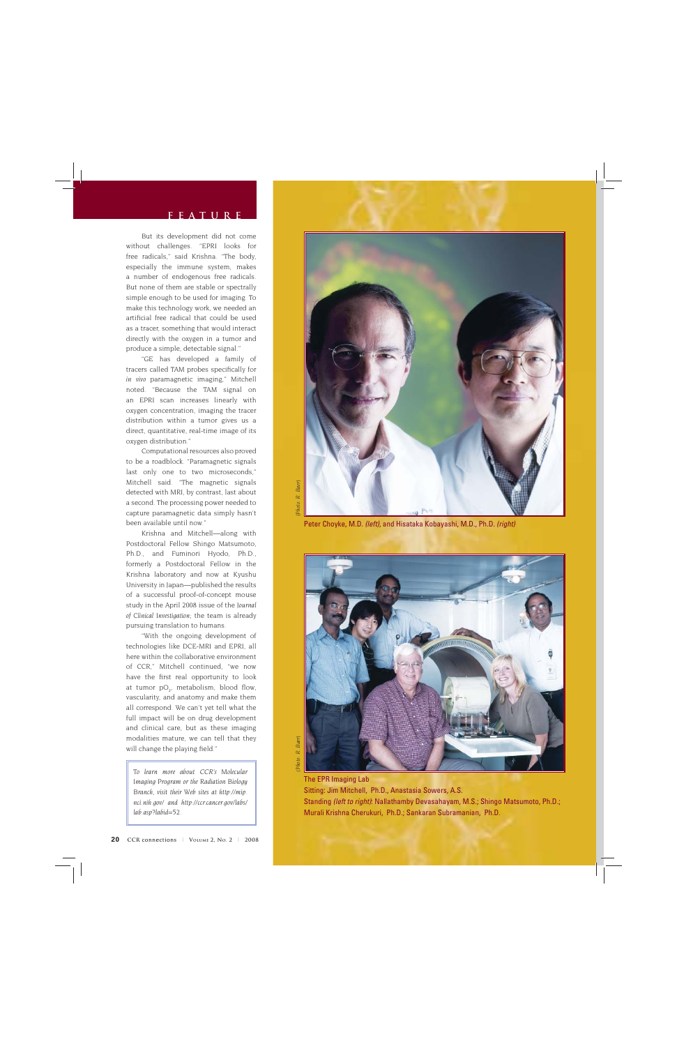But its development did not come without challenges. "EPRI looks for free radicals," said Krishna. "The body, especially the immune system, makes a number of endogenous free radicals. But none of them are stable or spectrally simple enough to be used for imaging. To make this technology work, we needed an artificial free radical that could be used as a tracer, something that would interact directly with the oxygen in a tumor and produce a simple, detectable signal."

"GE has developed a family of tracers called TAM probes specifically for *in vivo* paramagnetic imaging," Mitchell noted. "Because the TAM signal on an EPRI scan increases linearly with oxygen concentration, imaging the tracer distribution within a tumor gives us a direct, quantitative, real-time image of its oxygen distribution."

Computational resources also proved to be a roadblock. "Paramagnetic signals last only one to two microseconds," Mitchell said. "The magnetic signals detected with MRI, by contrast, last about a second. The processing power needed to capture paramagnetic data simply hasn't been available until now."

Krishna and Mitchell—along with Postdoctoral Fellow Shingo Matsumoto, Ph.D., and Fuminori Hyodo, Ph.D., formerly a Postdoctoral Fellow in the Krishna laboratory and now at Kyushu University in Japan—published the results of a successful proof-of-concept mouse study in the April 2008 issue of the *Journal of Clinical Investigation*; the team is already pursuing translation to humans.

"With the ongoing development of technologies like DCE-MRI and EPRI, all here within the collaborative environment of CCR," Mitchell continued, "we now have the first real opportunity to look at tumor $pO_2$, metabolism, blood flow, vascularity, and anatomy and make them all correspond. We can't yet tell what the full impact will be on drug development and clinical care, but as these imaging modalities mature, we can tell that they will change the playing field."

*To learn more about CCR's Molecular Imaging Program or the Radiation Biology Branch, visit their Web sites at http://mip.nci.nih.gov/ and http://ccr.cancer.gov/labs/lab.asp?labid=52.*

(Photo: R. Baer)

Peter Choyke, M.D. *(left)*, and Hisataka Kobayashi, M.D., Ph.D. *(right)*

(Photo: R. Baer)

The EPR Imaging Lab

Sitting: Jim Mitchell, Ph.D., Anastasia Sowers, A.S.

Standing *(left to right)*: Nallathamby Devasahayam, M.S.; Shingo Matsumoto, Ph.D.; Murali Krishna Cherukuri, Ph.D.; Sankaran Subramanian, Ph.D.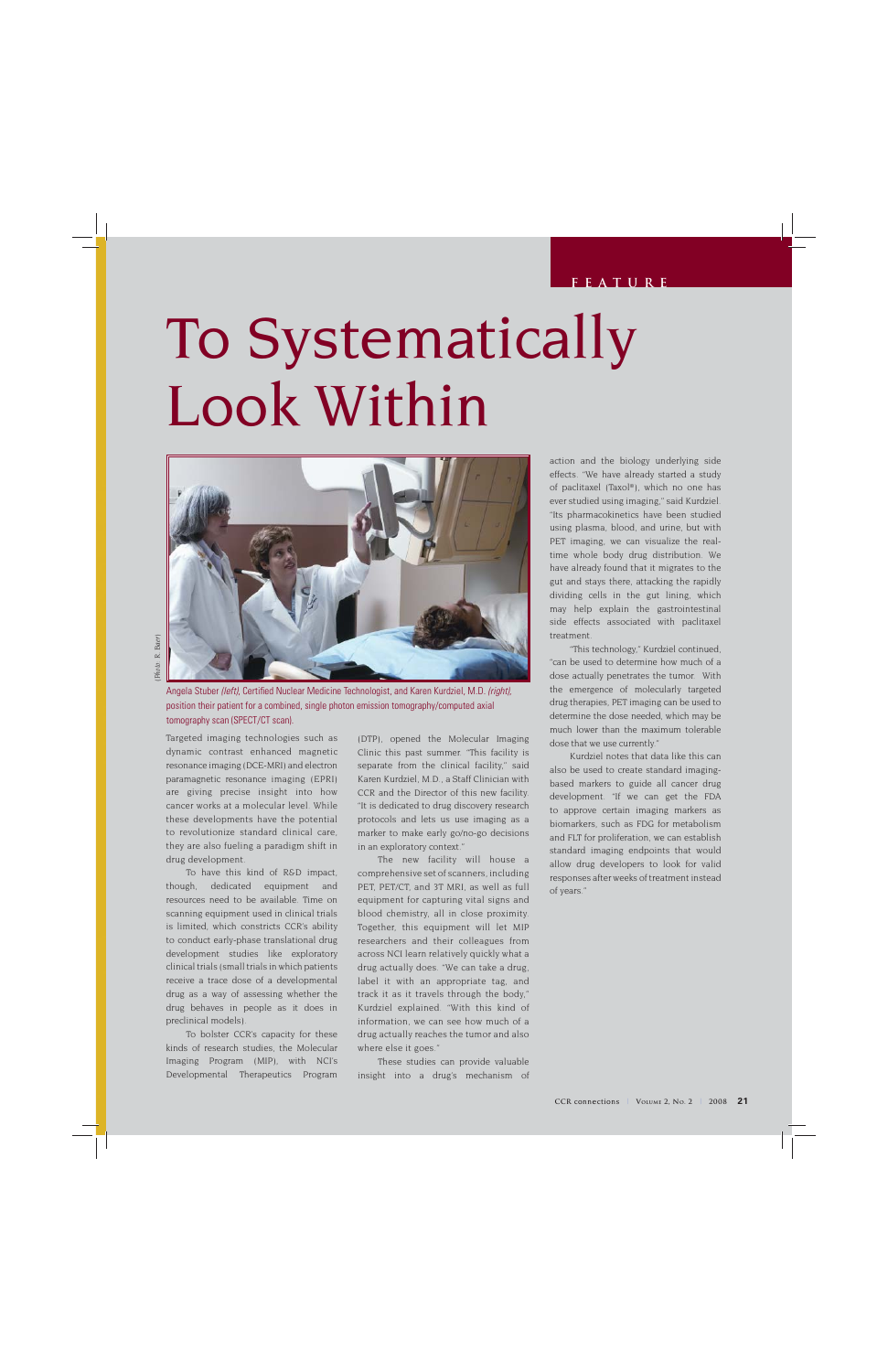FEATURE

# To Systematically Look Within

(Photo: R. Baer)

Angela Stuber *(left)*, Certified Nuclear Medicine Technologist, and Karen Kurdziel, M.D. *(right)*, position their patient for a combined, single photon emission tomography/computed axial tomography scan (SPECT/CT scan).

Targeted imaging technologies such as dynamic contrast enhanced magnetic resonance imaging (DCE-MRI) and electron paramagnetic resonance imaging (EPRI) are giving precise insight into how cancer works at a molecular level. While these developments have the potential to revolutionize standard clinical care, they are also fueling a paradigm shift in drug development.

To have this kind of R&D impact, though, dedicated equipment and resources need to be available. Time on scanning equipment used in clinical trials is limited, which constricts CCR's ability to conduct early-phase translational drug development studies like exploratory clinical trials (small trials in which patients receive a trace dose of a developmental drug as a way of assessing whether the drug behaves in people as it does in preclinical models).

To bolster CCR's capacity for these kinds of research studies, the Molecular Imaging Program (MIP), with NCI's Developmental Therapeutics Program (DTP), opened the Molecular Imaging Clinic this past summer. "This facility is separate from the clinical facility," said Karen Kurdziel, M.D., a Staff Clinician with CCR and the Director of this new facility. "It is dedicated to drug discovery research protocols and lets us use imaging as a marker to make early go/no-go decisions in an exploratory context."

The new facility will house a comprehensive set of scanners, including PET, PET/CT, and 3T MRI, as well as full equipment for capturing vital signs and blood chemistry, all in close proximity. Together, this equipment will let MIP researchers and their colleagues from across NCI learn relatively quickly what a drug actually does. "We can take a drug, label it with an appropriate tag, and track it as it travels through the body," Kurdziel explained. "With this kind of information, we can see how much of a drug actually reaches the tumor and also where else it goes."

These studies can provide valuable insight into a drug's mechanism of action and the biology underlying side effects. "We have already started a study of paclitaxel (Taxol®), which no one has ever studied using imaging," said Kurdziel. "Its pharmacokinetics have been studied using plasma, blood, and urine, but with PET imaging, we can visualize the real-time whole body drug distribution. We have already found that it migrates to the gut and stays there, attacking the rapidly dividing cells in the gut lining, which may help explain the gastrointestinal side effects associated with paclitaxel treatment.

"This technology," Kurdziel continued, "can be used to determine how much of a dose actually penetrates the tumor. With the emergence of molecularly targeted drug therapies, PET imaging can be used to determine the dose needed, which may be much lower than the maximum tolerable dose that we use currently."

Kurdziel notes that data like this can also be used to create standard imaging-based markers to guide all cancer drug development. "If we can get the FDA to approve certain imaging markers as biomarkers, such as FDG for metabolism and FLT for proliferation, we can establish standard imaging endpoints that would allow drug developers to look for valid responses after weeks of treatment instead of years."